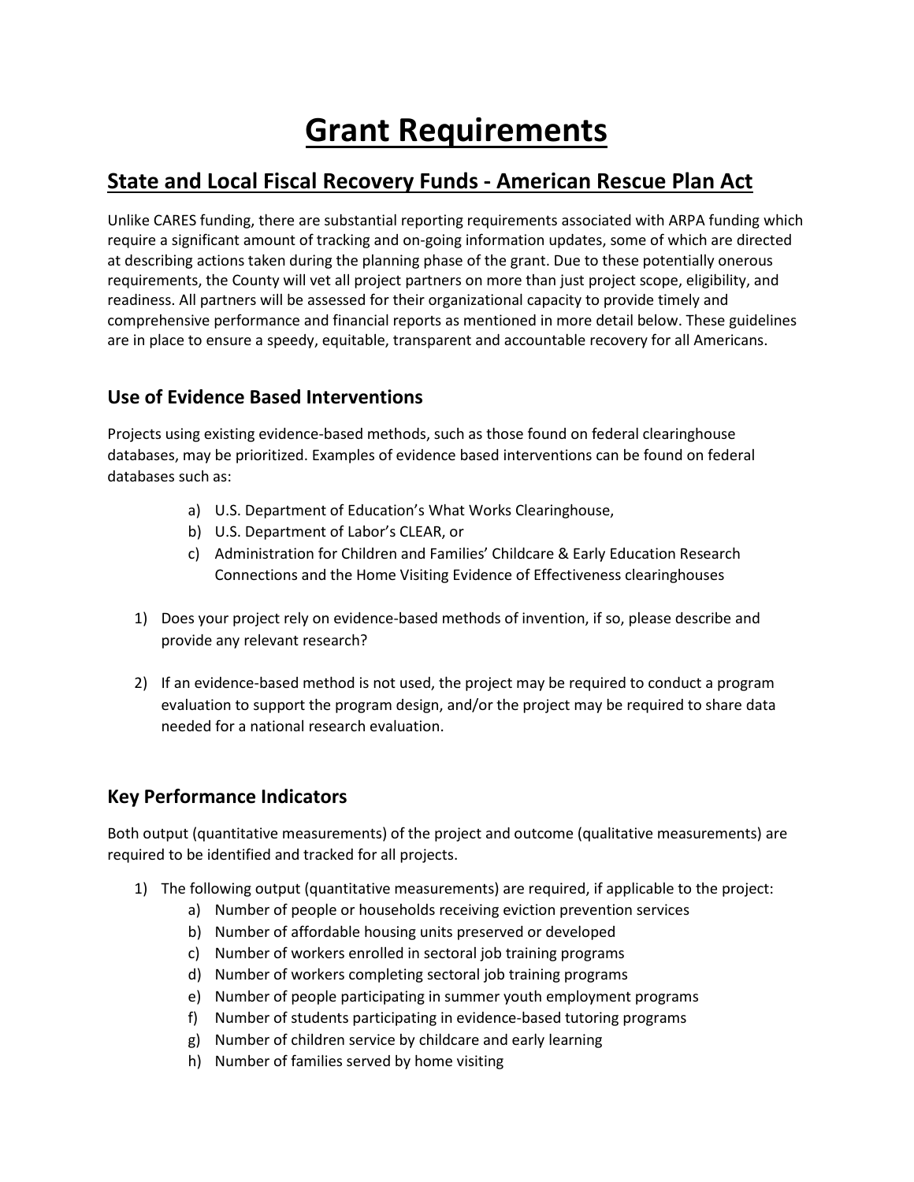# Grant Requirements

## State and Local Fiscal Recovery Funds - American Rescue Plan Act

Unlike CARES funding, there are substantial reporting requirements associated with ARPA funding which require a significant amount of tracking and on-going information updates, some of which are directed at describing actions taken during the planning phase of the grant. Due to these potentially onerous requirements, the County will vet all project partners on more than just project scope, eligibility, and readiness. All partners will be assessed for their organizational capacity to provide timely and comprehensive performance and financial reports as mentioned in more detail below. These guidelines are in place to ensure a speedy, equitable, transparent and accountable recovery for all Americans.

### Use of Evidence Based Interventions

Projects using existing evidence-based methods, such as those found on federal clearinghouse databases, may be prioritized. Examples of evidence based interventions can be found on federal databases such as:

a) U.S. Department of Education's What Works Clearinghouse,
b) U.S. Department of Labor's CLEAR, or
c) Administration for Children and Families' Childcare & Early Education Research Connections and the Home Visiting Evidence of Effectiveness clearinghouses

1) Does your project rely on evidence-based methods of invention, if so, please describe and provide any relevant research?

2) If an evidence-based method is not used, the project may be required to conduct a program evaluation to support the program design, and/or the project may be required to share data needed for a national research evaluation.

### Key Performance Indicators

Both output (quantitative measurements) of the project and outcome (qualitative measurements) are required to be identified and tracked for all projects.

1) The following output (quantitative measurements) are required, if applicable to the project:
   a) Number of people or households receiving eviction prevention services
   b) Number of affordable housing units preserved or developed
   c) Number of workers enrolled in sectoral job training programs
   d) Number of workers completing sectoral job training programs
   e) Number of people participating in summer youth employment programs
   f) Number of students participating in evidence-based tutoring programs
   g) Number of children service by childcare and early learning
   h) Number of families served by home visiting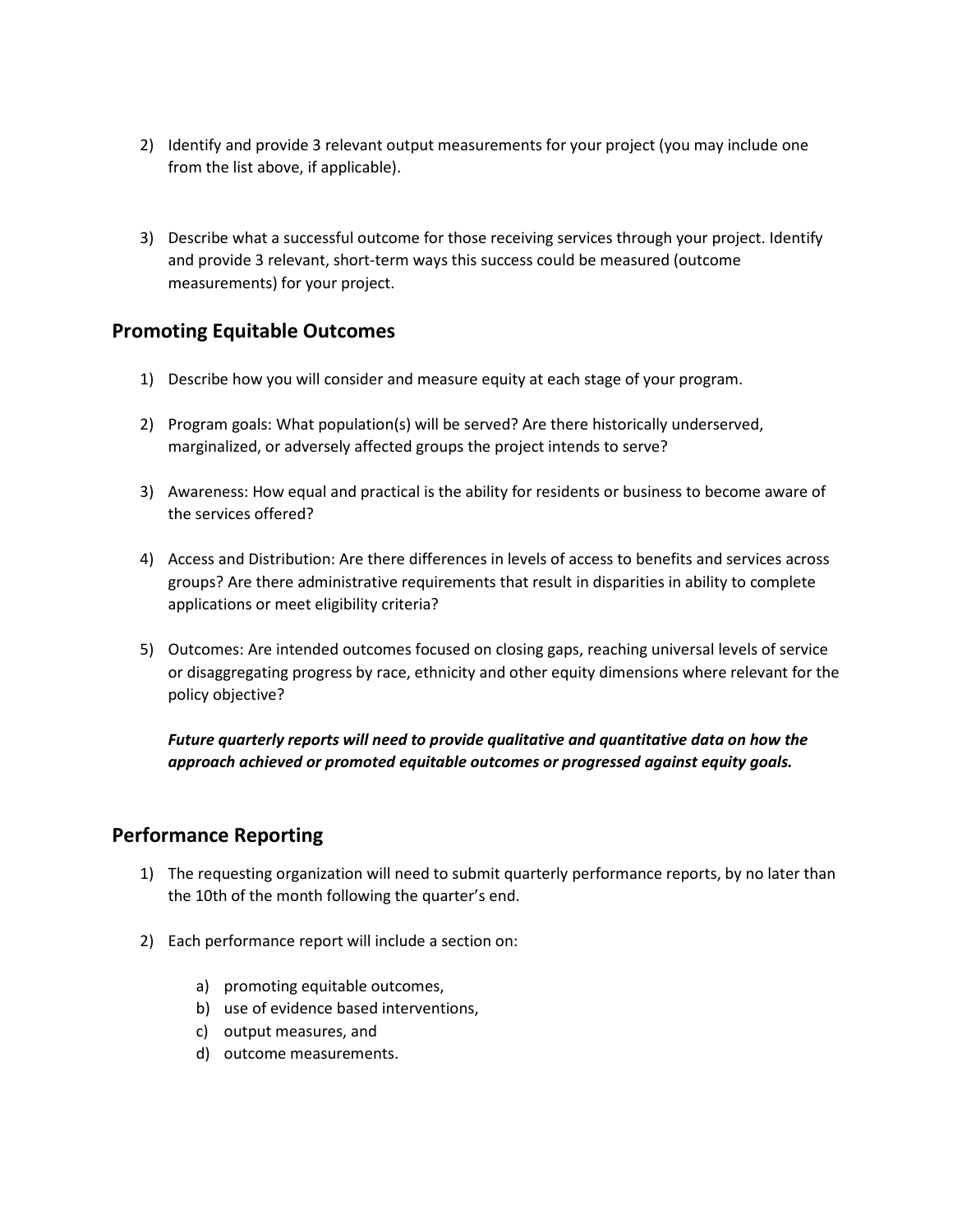2) Identify and provide 3 relevant output measurements for your project (you may include one from the list above, if applicable).

3) Describe what a successful outcome for those receiving services through your project. Identify and provide 3 relevant, short-term ways this success could be measured (outcome measurements) for your project.

## Promoting Equitable Outcomes

1) Describe how you will consider and measure equity at each stage of your program.

2) Program goals: What population(s) will be served? Are there historically underserved, marginalized, or adversely affected groups the project intends to serve?

3) Awareness: How equal and practical is the ability for residents or business to become aware of the services offered?

4) Access and Distribution: Are there differences in levels of access to benefits and services across groups? Are there administrative requirements that result in disparities in ability to complete applications or meet eligibility criteria?

5) Outcomes: Are intended outcomes focused on closing gaps, reaching universal levels of service or disaggregating progress by race, ethnicity and other equity dimensions where relevant for the policy objective?

***Future quarterly reports will need to provide qualitative and quantitative data on how the approach achieved or promoted equitable outcomes or progressed against equity goals.***

## Performance Reporting

1) The requesting organization will need to submit quarterly performance reports, by no later than the 10th of the month following the quarter's end.

2) Each performance report will include a section on:

    a) promoting equitable outcomes,
    b) use of evidence based interventions,
    c) output measures, and
    d) outcome measurements.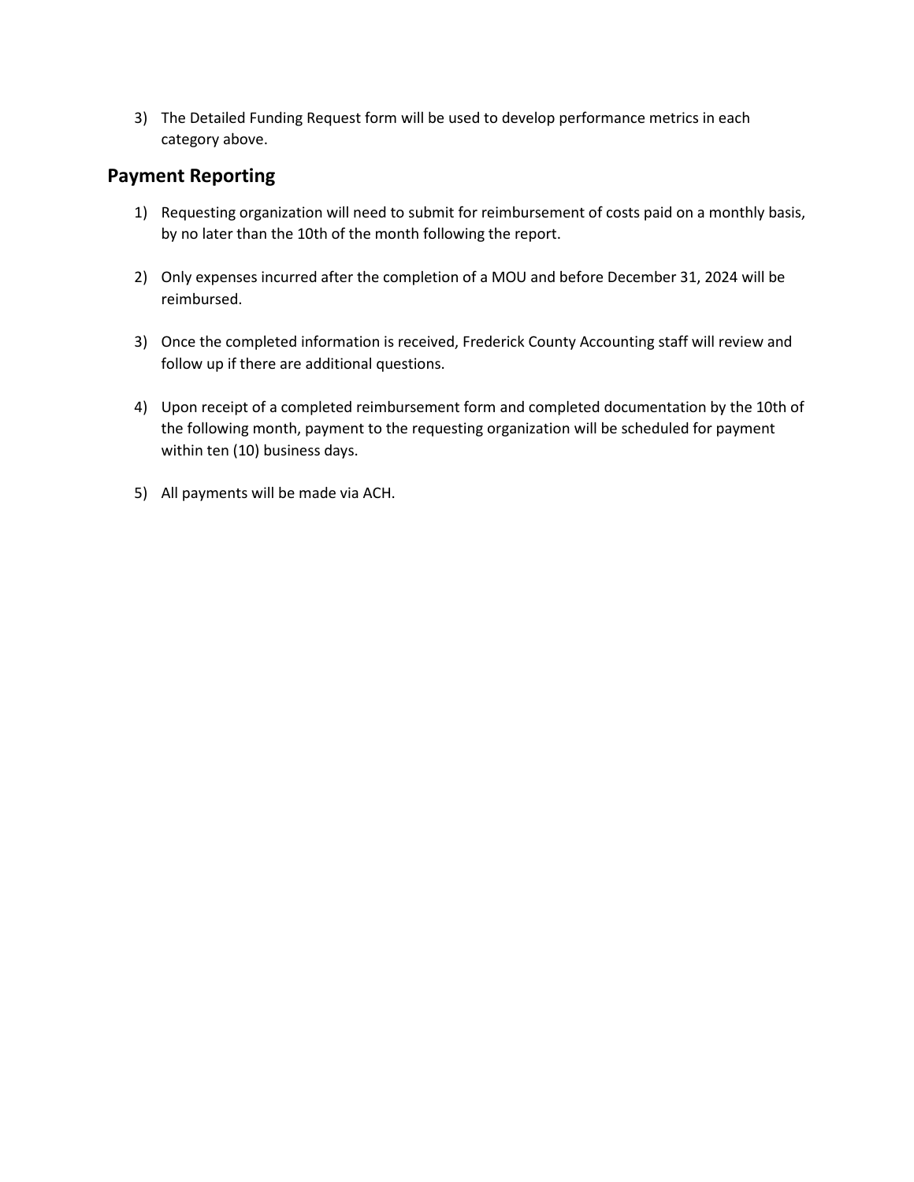3) The Detailed Funding Request form will be used to develop performance metrics in each category above.

## Payment Reporting

1) Requesting organization will need to submit for reimbursement of costs paid on a monthly basis, by no later than the 10th of the month following the report.

2) Only expenses incurred after the completion of a MOU and before December 31, 2024 will be reimbursed.

3) Once the completed information is received, Frederick County Accounting staff will review and follow up if there are additional questions.

4) Upon receipt of a completed reimbursement form and completed documentation by the 10th of the following month, payment to the requesting organization will be scheduled for payment within ten (10) business days.

5) All payments will be made via ACH.